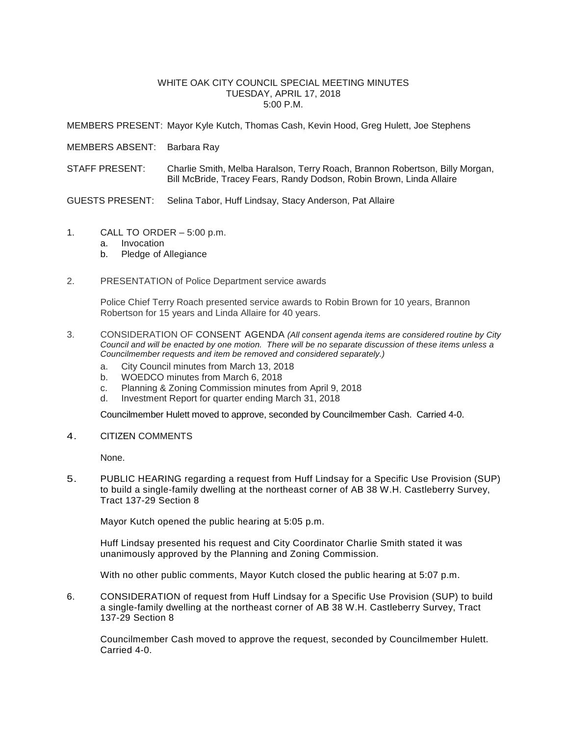# WHITE OAK CITY COUNCIL SPECIAL MEETING MINUTES
## TUESDAY, APRIL 17, 2018
## 5:00 P.M.

MEMBERS PRESENT: Mayor Kyle Kutch, Thomas Cash, Kevin Hood, Greg Hulett, Joe Stephens

MEMBERS ABSENT: Barbara Ray

STAFF PRESENT: Charlie Smith, Melba Haralson, Terry Roach, Brannon Robertson, Billy Morgan, Bill McBride, Tracey Fears, Randy Dodson, Robin Brown, Linda Allaire

GUESTS PRESENT: Selina Tabor, Huff Lindsay, Stacy Anderson, Pat Allaire

1. CALL TO ORDER – 5:00 p.m.
   a. Invocation
   b. Pledge of Allegiance

2. PRESENTATION of Police Department service awards

   Police Chief Terry Roach presented service awards to Robin Brown for 10 years, Brannon Robertson for 15 years and Linda Allaire for 40 years.

3. CONSIDERATION OF CONSENT AGENDA *(All consent agenda items are considered routine by City Council and will be enacted by one motion. There will be no separate discussion of these items unless a Councilmember requests and item be removed and considered separately.)*
   a. City Council minutes from March 13, 2018
   b. WOEDCO minutes from March 6, 2018
   c. Planning & Zoning Commission minutes from April 9, 2018
   d. Investment Report for quarter ending March 31, 2018

   Councilmember Hulett moved to approve, seconded by Councilmember Cash. Carried 4-0.

4. CITIZEN COMMENTS

   None.

5. PUBLIC HEARING regarding a request from Huff Lindsay for a Specific Use Provision (SUP) to build a single-family dwelling at the northeast corner of AB 38 W.H. Castleberry Survey, Tract 137-29 Section 8

   Mayor Kutch opened the public hearing at 5:05 p.m.

   Huff Lindsay presented his request and City Coordinator Charlie Smith stated it was unanimously approved by the Planning and Zoning Commission.

   With no other public comments, Mayor Kutch closed the public hearing at 5:07 p.m.

6. CONSIDERATION of request from Huff Lindsay for a Specific Use Provision (SUP) to build a single-family dwelling at the northeast corner of AB 38 W.H. Castleberry Survey, Tract 137-29 Section 8

   Councilmember Cash moved to approve the request, seconded by Councilmember Hulett. Carried 4-0.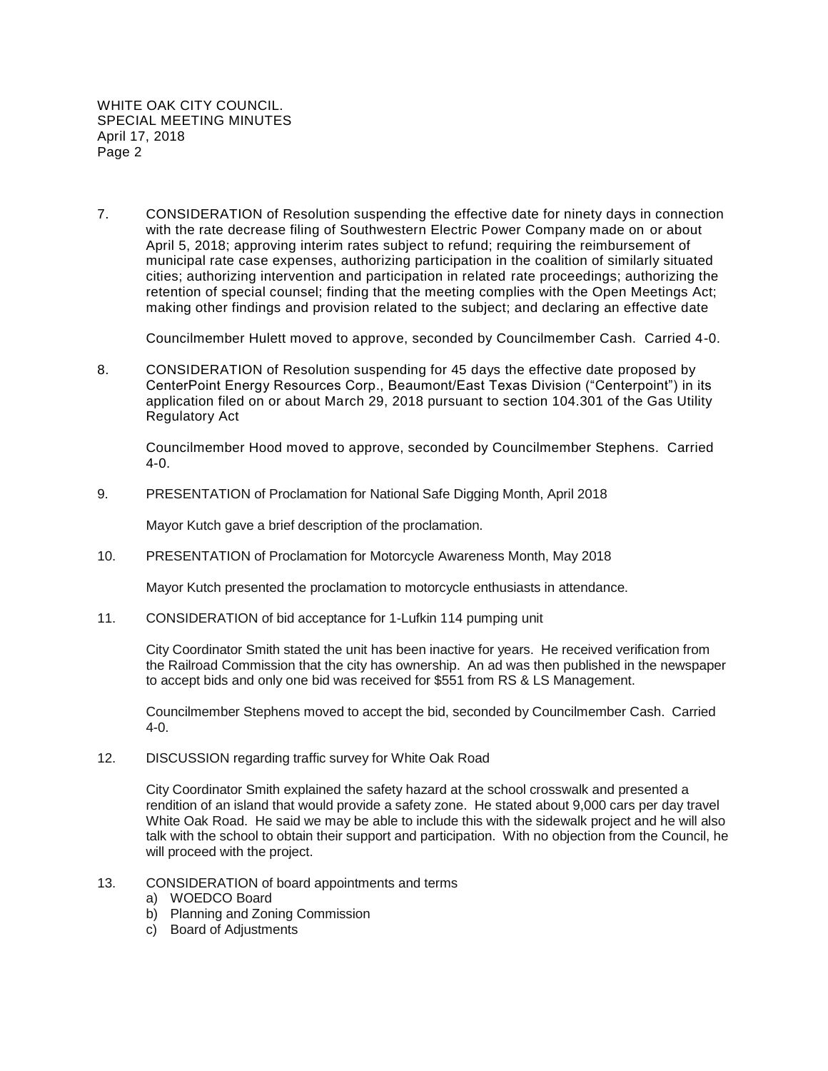7. CONSIDERATION of Resolution suspending the effective date for ninety days in connection with the rate decrease filing of Southwestern Electric Power Company made on or about April 5, 2018; approving interim rates subject to refund; requiring the reimbursement of municipal rate case expenses, authorizing participation in the coalition of similarly situated cities; authorizing intervention and participation in related rate proceedings; authorizing the retention of special counsel; finding that the meeting complies with the Open Meetings Act; making other findings and provision related to the subject; and declaring an effective date

   Councilmember Hulett moved to approve, seconded by Councilmember Cash. Carried 4-0.

8. CONSIDERATION of Resolution suspending for 45 days the effective date proposed by CenterPoint Energy Resources Corp., Beaumont/East Texas Division ("Centerpoint") in its application filed on or about March 29, 2018 pursuant to section 104.301 of the Gas Utility Regulatory Act

   Councilmember Hood moved to approve, seconded by Councilmember Stephens. Carried 4-0.

9. PRESENTATION of Proclamation for National Safe Digging Month, April 2018

   Mayor Kutch gave a brief description of the proclamation.

10. PRESENTATION of Proclamation for Motorcycle Awareness Month, May 2018

    Mayor Kutch presented the proclamation to motorcycle enthusiasts in attendance.

11. CONSIDERATION of bid acceptance for 1-Lufkin 114 pumping unit

    City Coordinator Smith stated the unit has been inactive for years. He received verification from the Railroad Commission that the city has ownership. An ad was then published in the newspaper to accept bids and only one bid was received for $551 from RS & LS Management.

    Councilmember Stephens moved to accept the bid, seconded by Councilmember Cash. Carried 4-0.

12. DISCUSSION regarding traffic survey for White Oak Road

    City Coordinator Smith explained the safety hazard at the school crosswalk and presented a rendition of an island that would provide a safety zone. He stated about 9,000 cars per day travel White Oak Road. He said we may be able to include this with the sidewalk project and he will also talk with the school to obtain their support and participation. With no objection from the Council, he will proceed with the project.

13. CONSIDERATION of board appointments and terms
    a) WOEDCO Board
    b) Planning and Zoning Commission
    c) Board of Adjustments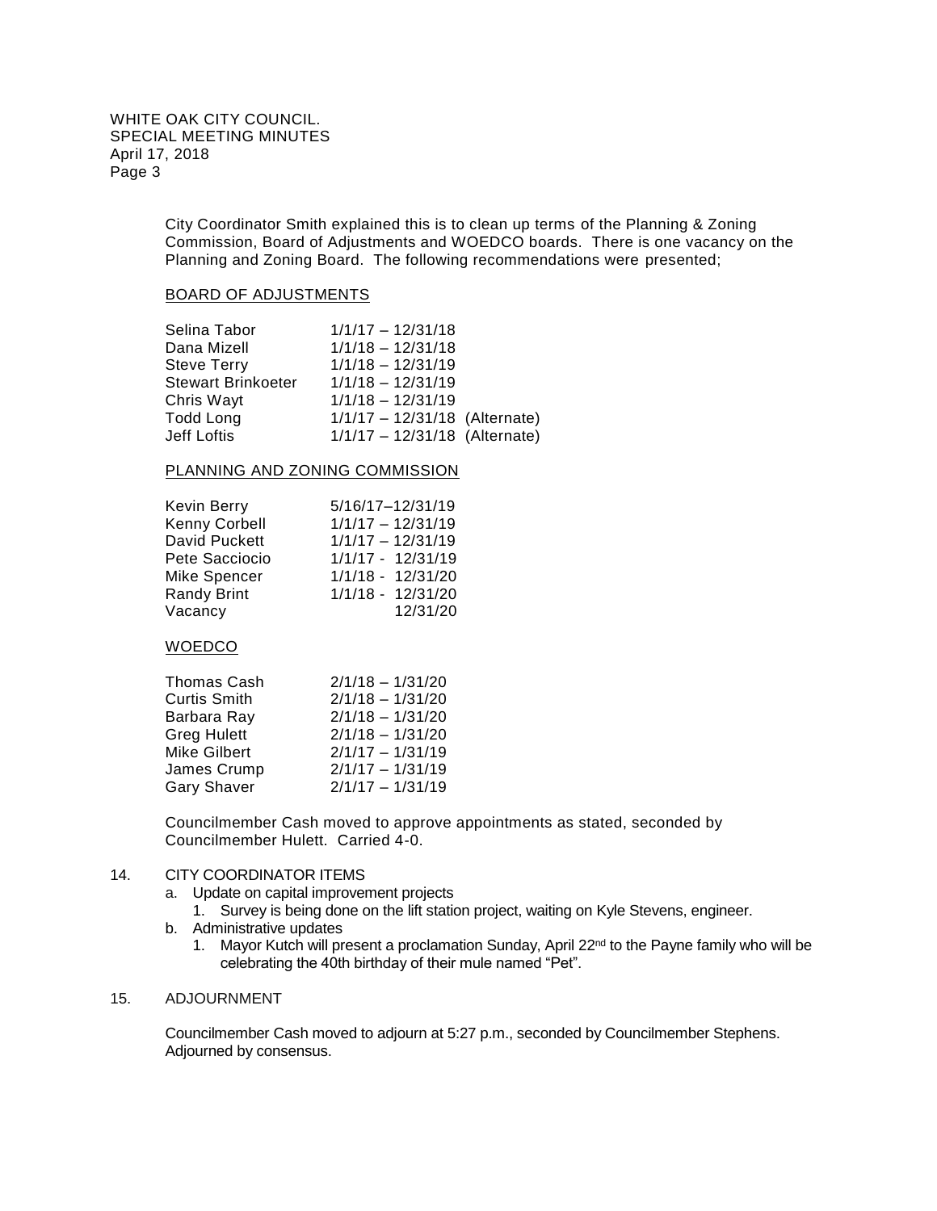City Coordinator Smith explained this is to clean up terms of the Planning & Zoning Commission, Board of Adjustments and WOEDCO boards. There is one vacancy on the Planning and Zoning Board. The following recommendations were presented;

BOARD OF ADJUSTMENTS

| | | |
|---|---|---|
| Selina Tabor | 1/1/17 – 12/31/18 | |
| Dana Mizell | 1/1/18 – 12/31/18 | |
| Steve Terry | 1/1/18 – 12/31/19 | |
| Stewart Brinkoeter | 1/1/18 – 12/31/19 | |
| Chris Wayt | 1/1/18 – 12/31/19 | |
| Todd Long | 1/1/17 – 12/31/18 | (Alternate) |
| Jeff Loftis | 1/1/17 – 12/31/18 | (Alternate) |

PLANNING AND ZONING COMMISSION

| | |
|---|---|
| Kevin Berry | 5/16/17–12/31/19 |
| Kenny Corbell | 1/1/17 – 12/31/19 |
| David Puckett | 1/1/17 – 12/31/19 |
| Pete Sacciocio | 1/1/17 - 12/31/19 |
| Mike Spencer | 1/1/18 - 12/31/20 |
| Randy Brint | 1/1/18 - 12/31/20 |
| Vacancy | 12/31/20 |

WOEDCO

| | |
|---|---|
| Thomas Cash | 2/1/18 – 1/31/20 |
| Curtis Smith | 2/1/18 – 1/31/20 |
| Barbara Ray | 2/1/18 – 1/31/20 |
| Greg Hulett | 2/1/18 – 1/31/20 |
| Mike Gilbert | 2/1/17 – 1/31/19 |
| James Crump | 2/1/17 – 1/31/19 |
| Gary Shaver | 2/1/17 – 1/31/19 |

Councilmember Cash moved to approve appointments as stated, seconded by Councilmember Hulett. Carried 4-0.

14. CITY COORDINATOR ITEMS
    a. Update on capital improvement projects
        1. Survey is being done on the lift station project, waiting on Kyle Stevens, engineer.
    b. Administrative updates
        1. Mayor Kutch will present a proclamation Sunday, April 22nd to the Payne family who will be celebrating the 40th birthday of their mule named "Pet".

15. ADJOURNMENT

Councilmember Cash moved to adjourn at 5:27 p.m., seconded by Councilmember Stephens. Adjourned by consensus.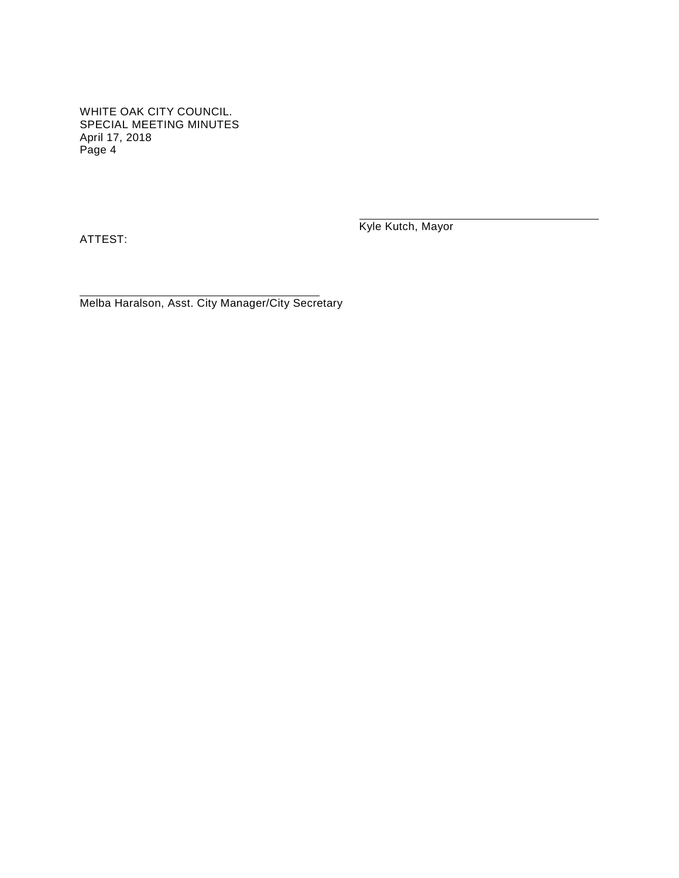\_\_\_\_\_\_\_\_\_\_\_\_\_\_\_\_\_\_\_\_\_\_\_\_\_\_\_\_\_\_\_\_\_\_\_\_\_\_

Kyle Kutch, Mayor

ATTEST:

\_\_\_\_\_\_\_\_\_\_\_\_\_\_\_\_\_\_\_\_\_\_\_\_\_\_\_\_\_\_\_\_\_\_\_\_\_\_

Melba Haralson, Asst. City Manager/City Secretary